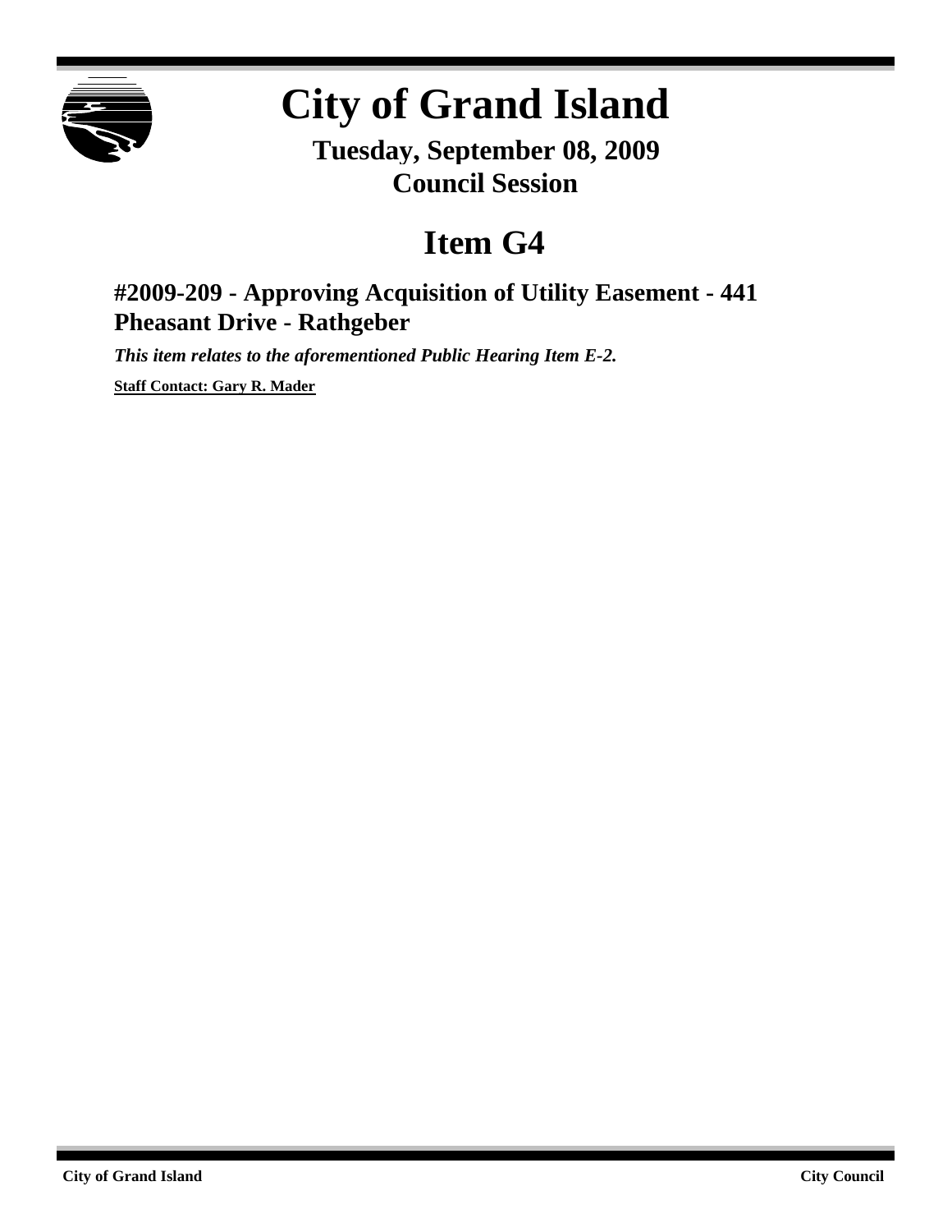# City of Grand Island

**Tuesday, September 08, 2009**
**Council Session**

## Item G4

### #2009-209 - Approving Acquisition of Utility Easement - 441 Pheasant Drive - Rathgeber

***This item relates to the aforementioned Public Hearing Item E-2.***

**Staff Contact: Gary R. Mader**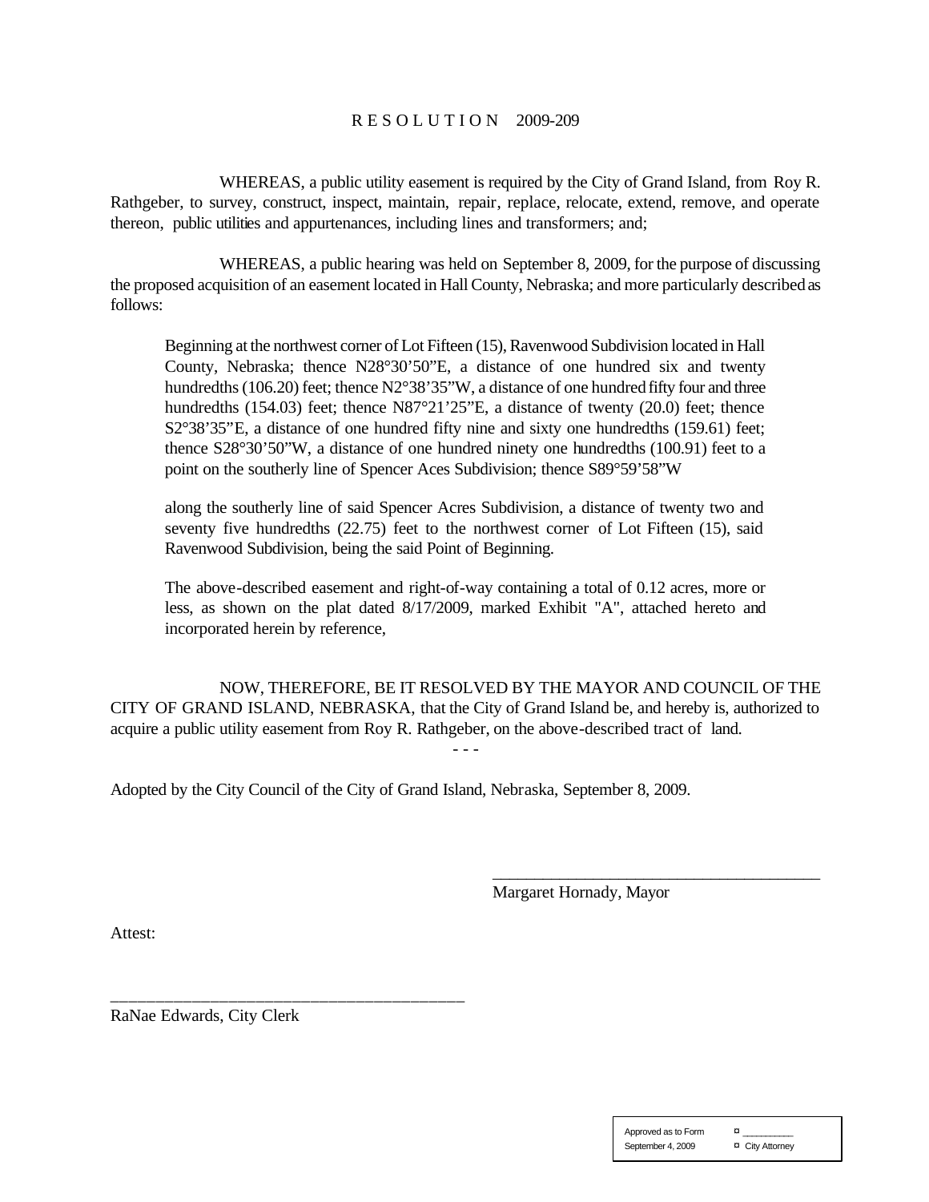# R E S O L U T I O N 2009-209

WHEREAS, a public utility easement is required by the City of Grand Island, from Roy R. Rathgeber, to survey, construct, inspect, maintain, repair, replace, relocate, extend, remove, and operate thereon, public utilities and appurtenances, including lines and transformers; and;

WHEREAS, a public hearing was held on September 8, 2009, for the purpose of discussing the proposed acquisition of an easement located in Hall County, Nebraska; and more particularly described as follows:

> Beginning at the northwest corner of Lot Fifteen (15), Ravenwood Subdivision located in Hall County, Nebraska; thence N28°30'50"E, a distance of one hundred six and twenty hundredths (106.20) feet; thence N2°38'35"W, a distance of one hundred fifty four and three hundredths (154.03) feet; thence N87°21'25"E, a distance of twenty (20.0) feet; thence S2°38'35"E, a distance of one hundred fifty nine and sixty one hundredths (159.61) feet; thence S28°30'50"W, a distance of one hundred ninety one hundredths (100.91) feet to a point on the southerly line of Spencer Aces Subdivision; thence S89°59'58"W
>
> along the southerly line of said Spencer Acres Subdivision, a distance of twenty two and seventy five hundredths (22.75) feet to the northwest corner of Lot Fifteen (15), said Ravenwood Subdivision, being the said Point of Beginning.
>
> The above-described easement and right-of-way containing a total of 0.12 acres, more or less, as shown on the plat dated 8/17/2009, marked Exhibit "A", attached hereto and incorporated herein by reference,

NOW, THEREFORE, BE IT RESOLVED BY THE MAYOR AND COUNCIL OF THE CITY OF GRAND ISLAND, NEBRASKA, that the City of Grand Island be, and hereby is, authorized to acquire a public utility easement from Roy R. Rathgeber, on the above-described tract of land.

\- - -

Adopted by the City Council of the City of Grand Island, Nebraska, September 8, 2009.

\_\_\_\_\_\_\_\_\_\_\_\_\_\_\_\_\_\_\_\_\_\_\_\_\_\_\_\_\_\_\_\_\_\_\_\_\_\_\_

Margaret Hornady, Mayor

Attest:

\_\_\_\_\_\_\_\_\_\_\_\_\_\_\_\_\_\_\_\_\_\_\_\_\_\_\_\_\_\_\_\_\_\_\_\_\_\_\_

RaNae Edwards, City Clerk

| Approved as to Form | ¤ \_\_\_\_\_\_\_\_\_\_ |
|---|---|
| September 4, 2009 | ¤ City Attorney |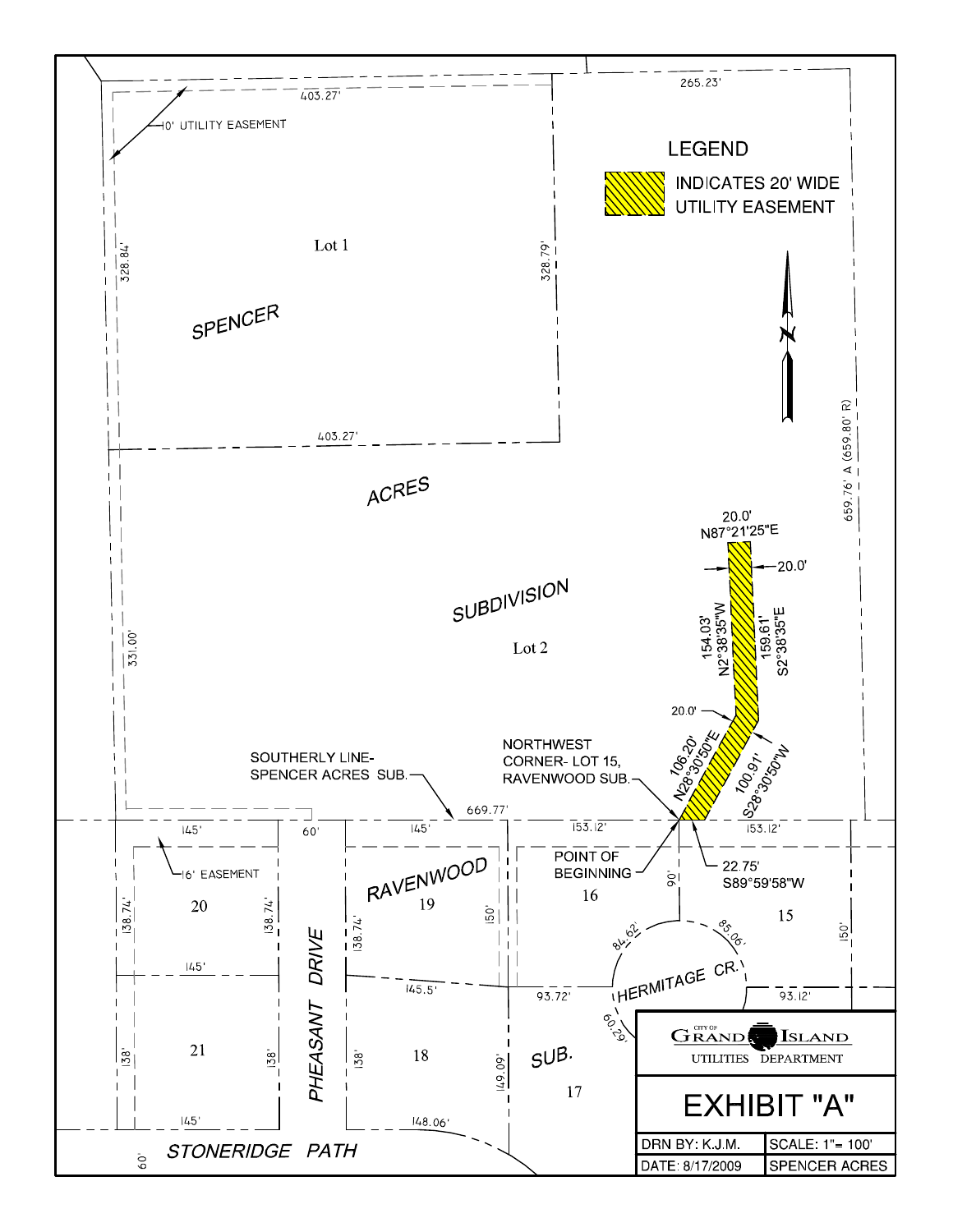LEGEND

INDICATES 20' WIDE UTILITY EASEMENT

10' UTILITY EASEMENT

403.27'

265.23'

Lot 1

328.84'

328.79'

SPENCER

403.27'

ACRES

SUBDIVISION

Lot 2

331.00'

659.76' A (659.80' R)

20.0'
N87°21'25"E

20.0'

154.03'
N2°38'35"W

159.61'
S2°38'35"E

20.0'

106.20'
N28°30'50"E

100.91'
S28°30'50"W

NORTHWEST CORNER- LOT 15, RAVENWOOD SUB.

SOUTHERLY LINE- SPENCER ACRES SUB.

669.77'

145'

60'

145'

153.12'

153.12'

16' EASEMENT

POINT OF BEGINNING

22.75'
S89°59'58"W

90'

20

138.74'

138.74'

RAVENWOOD

19

138.74'

150'

16

15

150'

84.62'

85.06'

145'

145.5'

93.72'

HERMITAGE CR.

93.12'

62.09'

21

138'

138'

PHEASANT DRIVE

18

138'

149.09'

SUB.

17

145'

148.06'

STONERIDGE PATH

60'

CITY OF GRAND ISLAND

UTILITIES DEPARTMENT

EXHIBIT "A"

| | |
|---|---|
| DRN BY: K.J.M. | SCALE: 1"= 100' |
| DATE: 8/17/2009 | SPENCER ACRES |